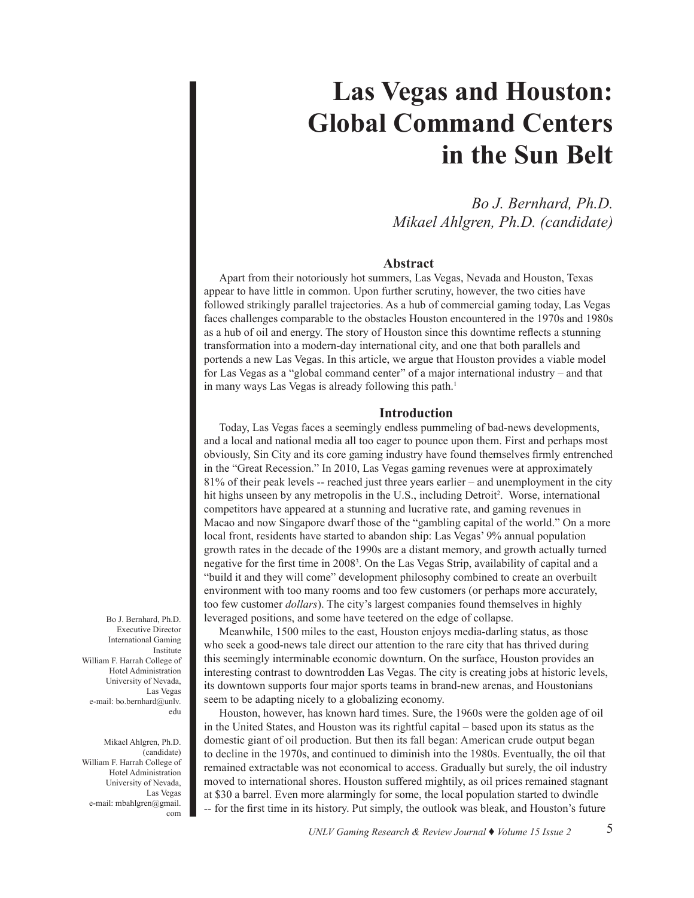# Las Vegas and Houston: Global Command Centers in the Sun Belt

*Bo J. Bernhard, Ph.D.*
*Mikael Ahlgren, Ph.D. (candidate)*

## Abstract

Apart from their notoriously hot summers, Las Vegas, Nevada and Houston, Texas appear to have little in common. Upon further scrutiny, however, the two cities have followed strikingly parallel trajectories. As a hub of commercial gaming today, Las Vegas faces challenges comparable to the obstacles Houston encountered in the 1970s and 1980s as a hub of oil and energy. The story of Houston since this downtime reflects a stunning transformation into a modern-day international city, and one that both parallels and portends a new Las Vegas. In this article, we argue that Houston provides a viable model for Las Vegas as a "global command center" of a major international industry – and that in many ways Las Vegas is already following this path.[1]

## Introduction

Today, Las Vegas faces a seemingly endless pummeling of bad-news developments, and a local and national media all too eager to pounce upon them. First and perhaps most obviously, Sin City and its core gaming industry have found themselves firmly entrenched in the "Great Recession." In 2010, Las Vegas gaming revenues were at approximately 81% of their peak levels -- reached just three years earlier – and unemployment in the city hit highs unseen by any metropolis in the U.S., including Detroit[2]. Worse, international competitors have appeared at a stunning and lucrative rate, and gaming revenues in Macao and now Singapore dwarf those of the "gambling capital of the world." On a more local front, residents have started to abandon ship: Las Vegas' 9% annual population growth rates in the decade of the 1990s are a distant memory, and growth actually turned negative for the first time in 2008[3]. On the Las Vegas Strip, availability of capital and a "build it and they will come" development philosophy combined to create an overbuilt environment with too many rooms and too few customers (or perhaps more accurately, too few customer *dollars*). The city's largest companies found themselves in highly leveraged positions, and some have teetered on the edge of collapse.

Meanwhile, 1500 miles to the east, Houston enjoys media-darling status, as those who seek a good-news tale direct our attention to the rare city that has thrived during this seemingly interminable economic downturn. On the surface, Houston provides an interesting contrast to downtrodden Las Vegas. The city is creating jobs at historic levels, its downtown supports four major sports teams in brand-new arenas, and Houstonians seem to be adapting nicely to a globalizing economy.

Houston, however, has known hard times. Sure, the 1960s were the golden age of oil in the United States, and Houston was its rightful capital – based upon its status as the domestic giant of oil production. But then its fall began: American crude output began to decline in the 1970s, and continued to diminish into the 1980s. Eventually, the oil that remained extractable was not economical to access. Gradually but surely, the oil industry moved to international shores. Houston suffered mightily, as oil prices remained stagnant at $30 a barrel. Even more alarmingly for some, the local population started to dwindle -- for the first time in its history. Put simply, the outlook was bleak, and Houston's future

Bo J. Bernhard, Ph.D.
Executive Director
International Gaming Institute
William F. Harrah College of Hotel Administration
University of Nevada, Las Vegas
e-mail: bo.bernhard@unlv.edu

Mikael Ahlgren, Ph.D. (candidate)
William F. Harrah College of Hotel Administration
University of Nevada, Las Vegas
e-mail: mbahlgren@gmail.com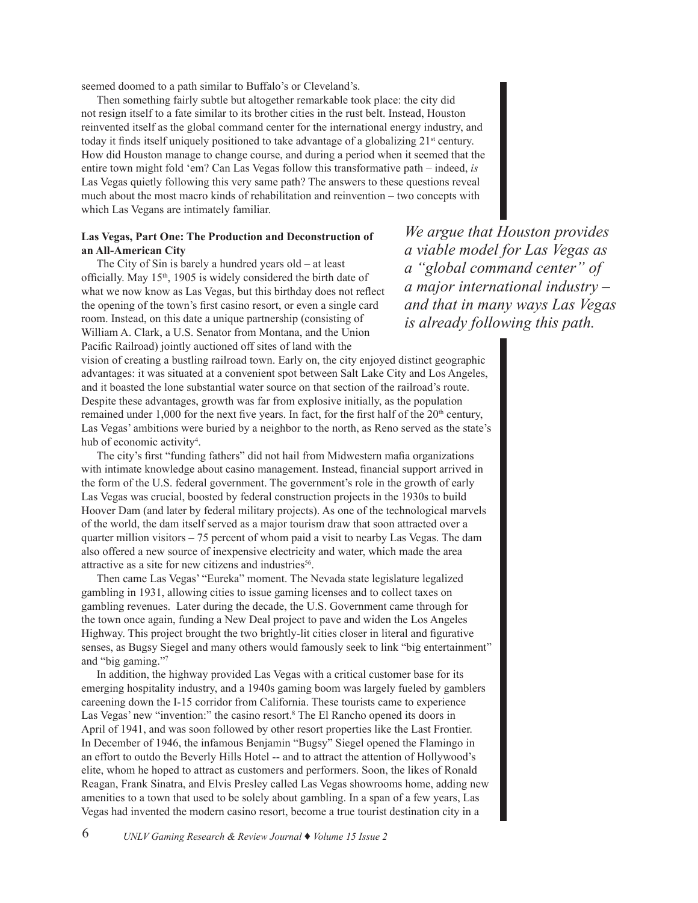seemed doomed to a path similar to Buffalo's or Cleveland's.

Then something fairly subtle but altogether remarkable took place: the city did not resign itself to a fate similar to its brother cities in the rust belt. Instead, Houston reinvented itself as the global command center for the international energy industry, and today it finds itself uniquely positioned to take advantage of a globalizing 21st century. How did Houston manage to change course, and during a period when it seemed that the entire town might fold 'em? Can Las Vegas follow this transformative path – indeed, *is* Las Vegas quietly following this very same path? The answers to these questions reveal much about the most macro kinds of rehabilitation and reinvention – two concepts with which Las Vegans are intimately familiar.

*We argue that Houston provides a viable model for Las Vegas as a "global command center" of a major international industry – and that in many ways Las Vegas is already following this path.*

**Las Vegas, Part One: The Production and Deconstruction of an All-American City**

The City of Sin is barely a hundred years old – at least officially. May 15th, 1905 is widely considered the birth date of what we now know as Las Vegas, but this birthday does not reflect the opening of the town's first casino resort, or even a single card room. Instead, on this date a unique partnership (consisting of William A. Clark, a U.S. Senator from Montana, and the Union Pacific Railroad) jointly auctioned off sites of land with the vision of creating a bustling railroad town. Early on, the city enjoyed distinct geographic advantages: it was situated at a convenient spot between Salt Lake City and Los Angeles, and it boasted the lone substantial water source on that section of the railroad's route. Despite these advantages, growth was far from explosive initially, as the population remained under 1,000 for the next five years. In fact, for the first half of the 20th century, Las Vegas' ambitions were buried by a neighbor to the north, as Reno served as the state's hub of economic activity[4].

The city's first "funding fathers" did not hail from Midwestern mafia organizations with intimate knowledge about casino management. Instead, financial support arrived in the form of the U.S. federal government. The government's role in the growth of early Las Vegas was crucial, boosted by federal construction projects in the 1930s to build Hoover Dam (and later by federal military projects). As one of the technological marvels of the world, the dam itself served as a major tourism draw that soon attracted over a quarter million visitors – 75 percent of whom paid a visit to nearby Las Vegas. The dam also offered a new source of inexpensive electricity and water, which made the area attractive as a site for new citizens and industries[56].

Then came Las Vegas' "Eureka" moment. The Nevada state legislature legalized gambling in 1931, allowing cities to issue gaming licenses and to collect taxes on gambling revenues. Later during the decade, the U.S. Government came through for the town once again, funding a New Deal project to pave and widen the Los Angeles Highway. This project brought the two brightly-lit cities closer in literal and figurative senses, as Bugsy Siegel and many others would famously seek to link "big entertainment" and "big gaming."[7]

In addition, the highway provided Las Vegas with a critical customer base for its emerging hospitality industry, and a 1940s gaming boom was largely fueled by gamblers careening down the I-15 corridor from California. These tourists came to experience Las Vegas' new "invention:" the casino resort.[8] The El Rancho opened its doors in April of 1941, and was soon followed by other resort properties like the Last Frontier. In December of 1946, the infamous Benjamin "Bugsy" Siegel opened the Flamingo in an effort to outdo the Beverly Hills Hotel -- and to attract the attention of Hollywood's elite, whom he hoped to attract as customers and performers. Soon, the likes of Ronald Reagan, Frank Sinatra, and Elvis Presley called Las Vegas showrooms home, adding new amenities to a town that used to be solely about gambling. In a span of a few years, Las Vegas had invented the modern casino resort, become a true tourist destination city in a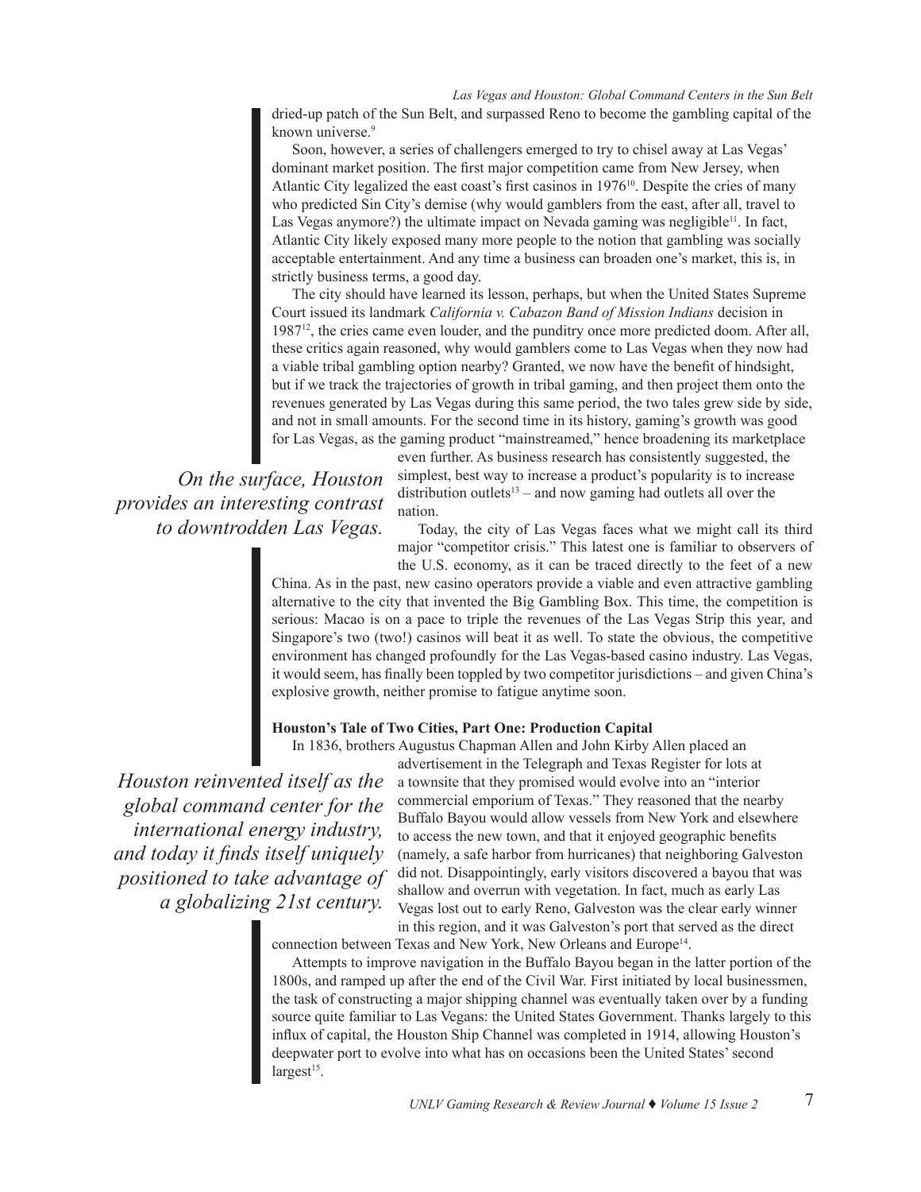dried-up patch of the Sun Belt, and surpassed Reno to become the gambling capital of the known universe.[9]

Soon, however, a series of challengers emerged to try to chisel away at Las Vegas' dominant market position. The first major competition came from New Jersey, when Atlantic City legalized the east coast's first casinos in 1976[10]. Despite the cries of many who predicted Sin City's demise (why would gamblers from the east, after all, travel to Las Vegas anymore?) the ultimate impact on Nevada gaming was negligible[11]. In fact, Atlantic City likely exposed many more people to the notion that gambling was socially acceptable entertainment. And any time a business can broaden one's market, this is, in strictly business terms, a good day.

The city should have learned its lesson, perhaps, but when the United States Supreme Court issued its landmark *California v. Cabazon Band of Mission Indians* decision in 1987[12], the cries came even louder, and the punditry once more predicted doom. After all, these critics again reasoned, why would gamblers come to Las Vegas when they now had a viable tribal gambling option nearby? Granted, we now have the benefit of hindsight, but if we track the trajectories of growth in tribal gaming, and then project them onto the revenues generated by Las Vegas during this same period, the two tales grew side by side, and not in small amounts. For the second time in its history, gaming's growth was good for Las Vegas, as the gaming product "mainstreamed," hence broadening its marketplace even further. As business research has consistently suggested, the simplest, best way to increase a product's popularity is to increase distribution outlets[13] – and now gaming had outlets all over the nation.

*On the surface, Houston provides an interesting contrast to downtrodden Las Vegas.*

Today, the city of Las Vegas faces what we might call its third major "competitor crisis." This latest one is familiar to observers of the U.S. economy, as it can be traced directly to the feet of a new China. As in the past, new casino operators provide a viable and even attractive gambling alternative to the city that invented the Big Gambling Box. This time, the competition is serious: Macao is on a pace to triple the revenues of the Las Vegas Strip this year, and Singapore's two (two!) casinos will beat it as well. To state the obvious, the competitive environment has changed profoundly for the Las Vegas-based casino industry. Las Vegas, it would seem, has finally been toppled by two competitor jurisdictions – and given China's explosive growth, neither promise to fatigue anytime soon.

**Houston's Tale of Two Cities, Part One: Production Capital**

In 1836, brothers Augustus Chapman Allen and John Kirby Allen placed an advertisement in the Telegraph and Texas Register for lots at a townsite that they promised would evolve into an "interior commercial emporium of Texas." They reasoned that the nearby Buffalo Bayou would allow vessels from New York and elsewhere to access the new town, and that it enjoyed geographic benefits (namely, a safe harbor from hurricanes) that neighboring Galveston did not. Disappointingly, early visitors discovered a bayou that was shallow and overrun with vegetation. In fact, much as early Las Vegas lost out to early Reno, Galveston was the clear early winner in this region, and it was Galveston's port that served as the direct connection between Texas and New York, New Orleans and Europe[14].

*Houston reinvented itself as the global command center for the international energy industry, and today it finds itself uniquely positioned to take advantage of a globalizing 21st century.*

Attempts to improve navigation in the Buffalo Bayou began in the latter portion of the 1800s, and ramped up after the end of the Civil War. First initiated by local businessmen, the task of constructing a major shipping channel was eventually taken over by a funding source quite familiar to Las Vegans: the United States Government. Thanks largely to this influx of capital, the Houston Ship Channel was completed in 1914, allowing Houston's deepwater port to evolve into what has on occasions been the United States' second largest[15].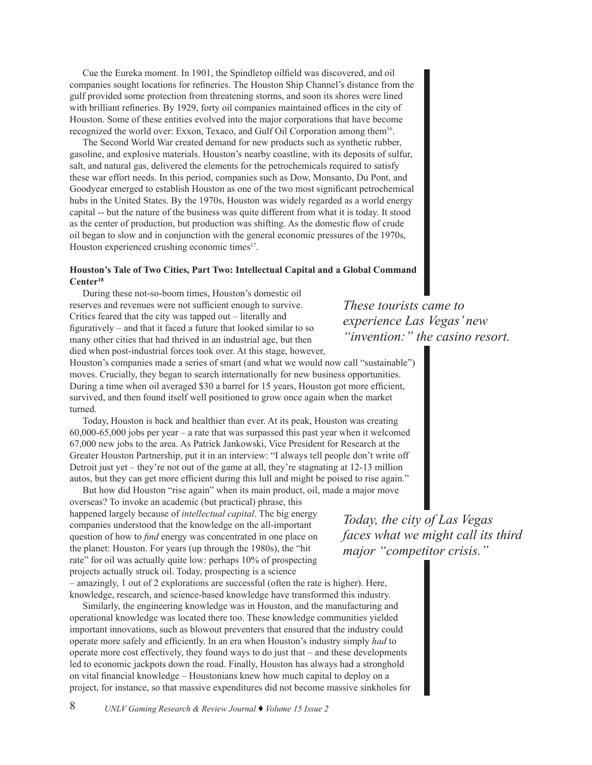Cue the Eureka moment. In 1901, the Spindletop oilfield was discovered, and oil companies sought locations for refineries. The Houston Ship Channel's distance from the gulf provided some protection from threatening storms, and soon its shores were lined with brilliant refineries. By 1929, forty oil companies maintained offices in the city of Houston. Some of these entities evolved into the major corporations that have become recognized the world over: Exxon, Texaco, and Gulf Oil Corporation among them[16].

The Second World War created demand for new products such as synthetic rubber, gasoline, and explosive materials. Houston's nearby coastline, with its deposits of sulfur, salt, and natural gas, delivered the elements for the petrochemicals required to satisfy these war effort needs. In this period, companies such as Dow, Monsanto, Du Pont, and Goodyear emerged to establish Houston as one of the two most significant petrochemical hubs in the United States. By the 1970s, Houston was widely regarded as a world energy capital -- but the nature of the business was quite different from what it is today. It stood as the center of production, but production was shifting. As the domestic flow of crude oil began to slow and in conjunction with the general economic pressures of the 1970s, Houston experienced crushing economic times[17].

**Houston's Tale of Two Cities, Part Two: Intellectual Capital and a Global Command Center[18]**

During these not-so-boom times, Houston's domestic oil reserves and revenues were not sufficient enough to survive. Critics feared that the city was tapped out – literally and figuratively – and that it faced a future that looked similar to so many other cities that had thrived in an industrial age, but then died when post-industrial forces took over. At this stage, however, Houston's companies made a series of smart (and what we would now call "sustainable") moves. Crucially, they began to search internationally for new business opportunities. During a time when oil averaged $30 a barrel for 15 years, Houston got more efficient, survived, and then found itself well positioned to grow once again when the market turned.

*These tourists came to experience Las Vegas' new "invention:" the casino resort.*

Today, Houston is back and healthier than ever. At its peak, Houston was creating 60,000-65,000 jobs per year – a rate that was surpassed this past year when it welcomed 67,000 new jobs to the area. As Patrick Jankowski, Vice President for Research at the Greater Houston Partnership, put it in an interview: "I always tell people don't write off Detroit just yet – they're not out of the game at all, they're stagnating at 12-13 million autos, but they can get more efficient during this lull and might be poised to rise again."

But how did Houston "rise again" when its main product, oil, made a major move overseas? To invoke an academic (but practical) phrase, this happened largely because of *intellectual capital*. The big energy companies understood that the knowledge on the all-important question of how to *find* energy was concentrated in one place on the planet: Houston. For years (up through the 1980s), the "hit rate" for oil was actually quite low: perhaps 10% of prospecting projects actually struck oil. Today, prospecting is a science – amazingly, 1 out of 2 explorations are successful (often the rate is higher). Here, knowledge, research, and science-based knowledge have transformed this industry.

*Today, the city of Las Vegas faces what we might call its third major "competitor crisis."*

Similarly, the engineering knowledge was in Houston, and the manufacturing and operational knowledge was located there too. These knowledge communities yielded important innovations, such as blowout preventers that ensured that the industry could operate more safely and efficiently. In an era when Houston's industry simply *had* to operate more cost effectively, they found ways to do just that – and these developments led to economic jackpots down the road. Finally, Houston has always had a stronghold on vital financial knowledge – Houstonians knew how much capital to deploy on a project, for instance, so that massive expenditures did not become massive sinkholes for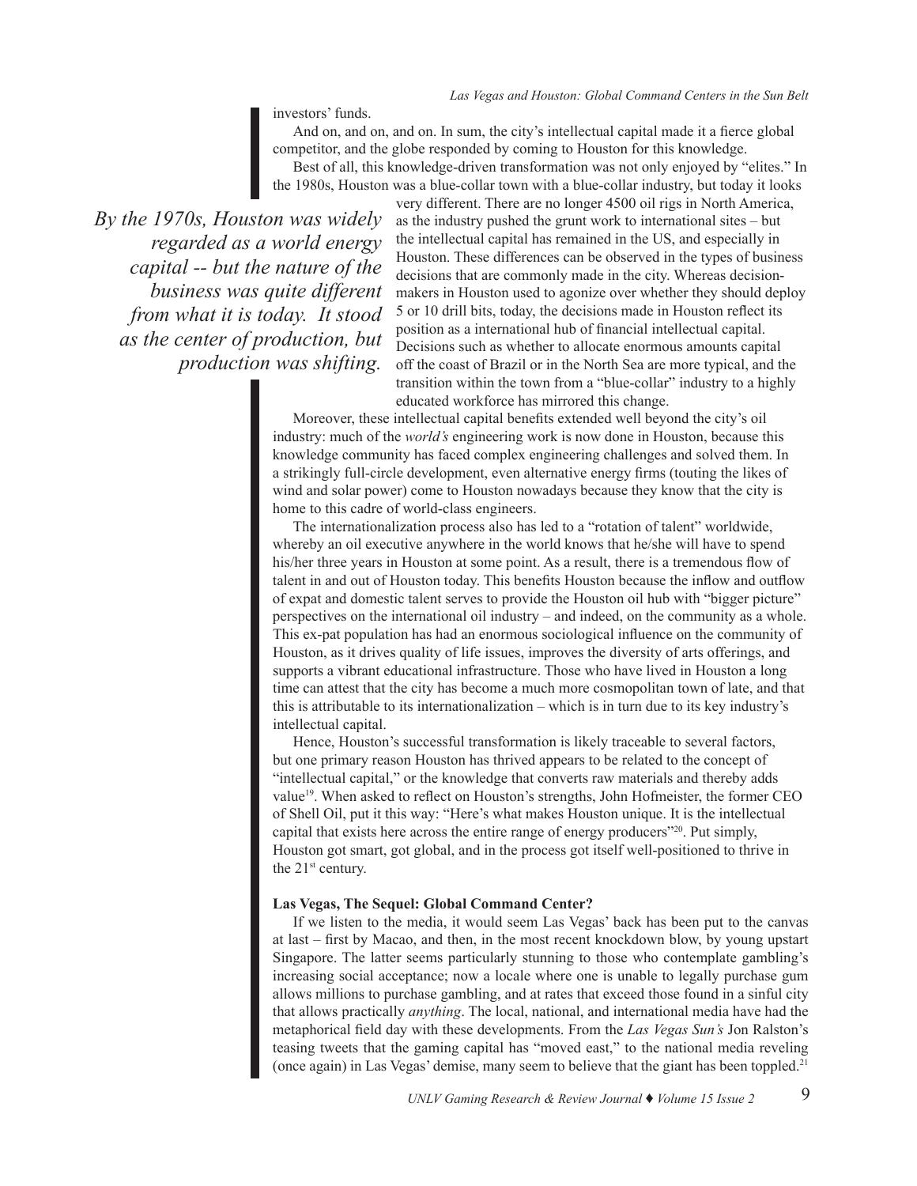investors' funds.

And on, and on, and on. In sum, the city's intellectual capital made it a fierce global competitor, and the globe responded by coming to Houston for this knowledge.

Best of all, this knowledge-driven transformation was not only enjoyed by "elites." In the 1980s, Houston was a blue-collar town with a blue-collar industry, but today it looks very different. There are no longer 4500 oil rigs in North America, as the industry pushed the grunt work to international sites – but the intellectual capital has remained in the US, and especially in Houston. These differences can be observed in the types of business decisions that are commonly made in the city. Whereas decision-makers in Houston used to agonize over whether they should deploy 5 or 10 drill bits, today, the decisions made in Houston reflect its position as a international hub of financial intellectual capital. Decisions such as whether to allocate enormous amounts capital off the coast of Brazil or in the North Sea are more typical, and the transition within the town from a "blue-collar" industry to a highly educated workforce has mirrored this change.

> *By the 1970s, Houston was widely regarded as a world energy capital -- but the nature of the business was quite different from what it is today. It stood as the center of production, but production was shifting.*

Moreover, these intellectual capital benefits extended well beyond the city's oil industry: much of the *world's* engineering work is now done in Houston, because this knowledge community has faced complex engineering challenges and solved them. In a strikingly full-circle development, even alternative energy firms (touting the likes of wind and solar power) come to Houston nowadays because they know that the city is home to this cadre of world-class engineers.

The internationalization process also has led to a "rotation of talent" worldwide, whereby an oil executive anywhere in the world knows that he/she will have to spend his/her three years in Houston at some point. As a result, there is a tremendous flow of talent in and out of Houston today. This benefits Houston because the inflow and outflow of expat and domestic talent serves to provide the Houston oil hub with "bigger picture" perspectives on the international oil industry – and indeed, on the community as a whole. This ex-pat population has had an enormous sociological influence on the community of Houston, as it drives quality of life issues, improves the diversity of arts offerings, and supports a vibrant educational infrastructure. Those who have lived in Houston a long time can attest that the city has become a much more cosmopolitan town of late, and that this is attributable to its internationalization – which is in turn due to its key industry's intellectual capital.

Hence, Houston's successful transformation is likely traceable to several factors, but one primary reason Houston has thrived appears to be related to the concept of "intellectual capital," or the knowledge that converts raw materials and thereby adds value[19]. When asked to reflect on Houston's strengths, John Hofmeister, the former CEO of Shell Oil, put it this way: "Here's what makes Houston unique. It is the intellectual capital that exists here across the entire range of energy producers"[20]. Put simply, Houston got smart, got global, and in the process got itself well-positioned to thrive in the 21st century.

**Las Vegas, The Sequel: Global Command Center?**

If we listen to the media, it would seem Las Vegas' back has been put to the canvas at last – first by Macao, and then, in the most recent knockdown blow, by young upstart Singapore. The latter seems particularly stunning to those who contemplate gambling's increasing social acceptance; now a locale where one is unable to legally purchase gum allows millions to purchase gambling, and at rates that exceed those found in a sinful city that allows practically *anything*. The local, national, and international media have had the metaphorical field day with these developments. From the *Las Vegas Sun's* Jon Ralston's teasing tweets that the gaming capital has "moved east," to the national media reveling (once again) in Las Vegas' demise, many seem to believe that the giant has been toppled.[21]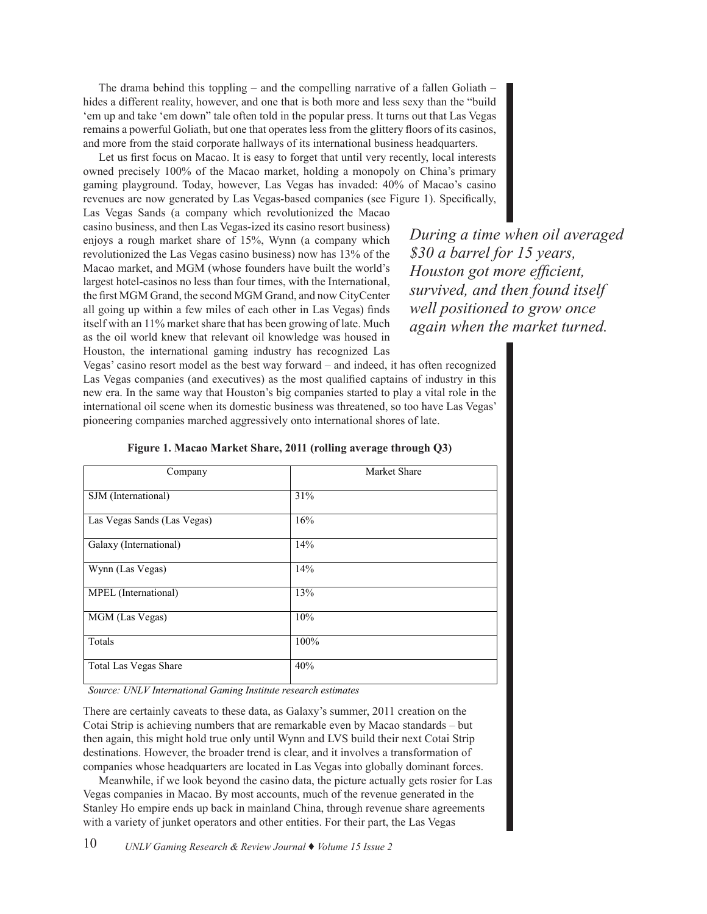The drama behind this toppling – and the compelling narrative of a fallen Goliath – hides a different reality, however, and one that is both more and less sexy than the "build 'em up and take 'em down" tale often told in the popular press. It turns out that Las Vegas remains a powerful Goliath, but one that operates less from the glittery floors of its casinos, and more from the staid corporate hallways of its international business headquarters.

Let us first focus on Macao. It is easy to forget that until very recently, local interests owned precisely 100% of the Macao market, holding a monopoly on China's primary gaming playground. Today, however, Las Vegas has invaded: 40% of Macao's casino revenues are now generated by Las Vegas-based companies (see Figure 1). Specifically, Las Vegas Sands (a company which revolutionized the Macao casino business, and then Las Vegas-ized its casino resort business) enjoys a rough market share of 15%, Wynn (a company which revolutionized the Las Vegas casino business) now has 13% of the Macao market, and MGM (whose founders have built the world's largest hotel-casinos no less than four times, with the International, the first MGM Grand, the second MGM Grand, and now CityCenter all going up within a few miles of each other in Las Vegas) finds itself with an 11% market share that has been growing of late. Much as the oil world knew that relevant oil knowledge was housed in Houston, the international gaming industry has recognized Las Vegas' casino resort model as the best way forward – and indeed, it has often recognized Las Vegas companies (and executives) as the most qualified captains of industry in this new era. In the same way that Houston's big companies started to play a vital role in the international oil scene when its domestic business was threatened, so too have Las Vegas' pioneering companies marched aggressively onto international shores of late.

*During a time when oil averaged $30 a barrel for 15 years, Houston got more efficient, survived, and then found itself well positioned to grow once again when the market turned.*

**Figure 1. Macao Market Share, 2011 (rolling average through Q3)**

| Company | Market Share |
|---|---|
| SJM (International) | 31% |
| Las Vegas Sands (Las Vegas) | 16% |
| Galaxy (International) | 14% |
| Wynn (Las Vegas) | 14% |
| MPEL (International) | 13% |
| MGM (Las Vegas) | 10% |
| Totals | 100% |
| Total Las Vegas Share | 40% |

*Source: UNLV International Gaming Institute research estimates*

There are certainly caveats to these data, as Galaxy's summer, 2011 creation on the Cotai Strip is achieving numbers that are remarkable even by Macao standards – but then again, this might hold true only until Wynn and LVS build their next Cotai Strip destinations. However, the broader trend is clear, and it involves a transformation of companies whose headquarters are located in Las Vegas into globally dominant forces.

Meanwhile, if we look beyond the casino data, the picture actually gets rosier for Las Vegas companies in Macao. By most accounts, much of the revenue generated in the Stanley Ho empire ends up back in mainland China, through revenue share agreements with a variety of junket operators and other entities. For their part, the Las Vegas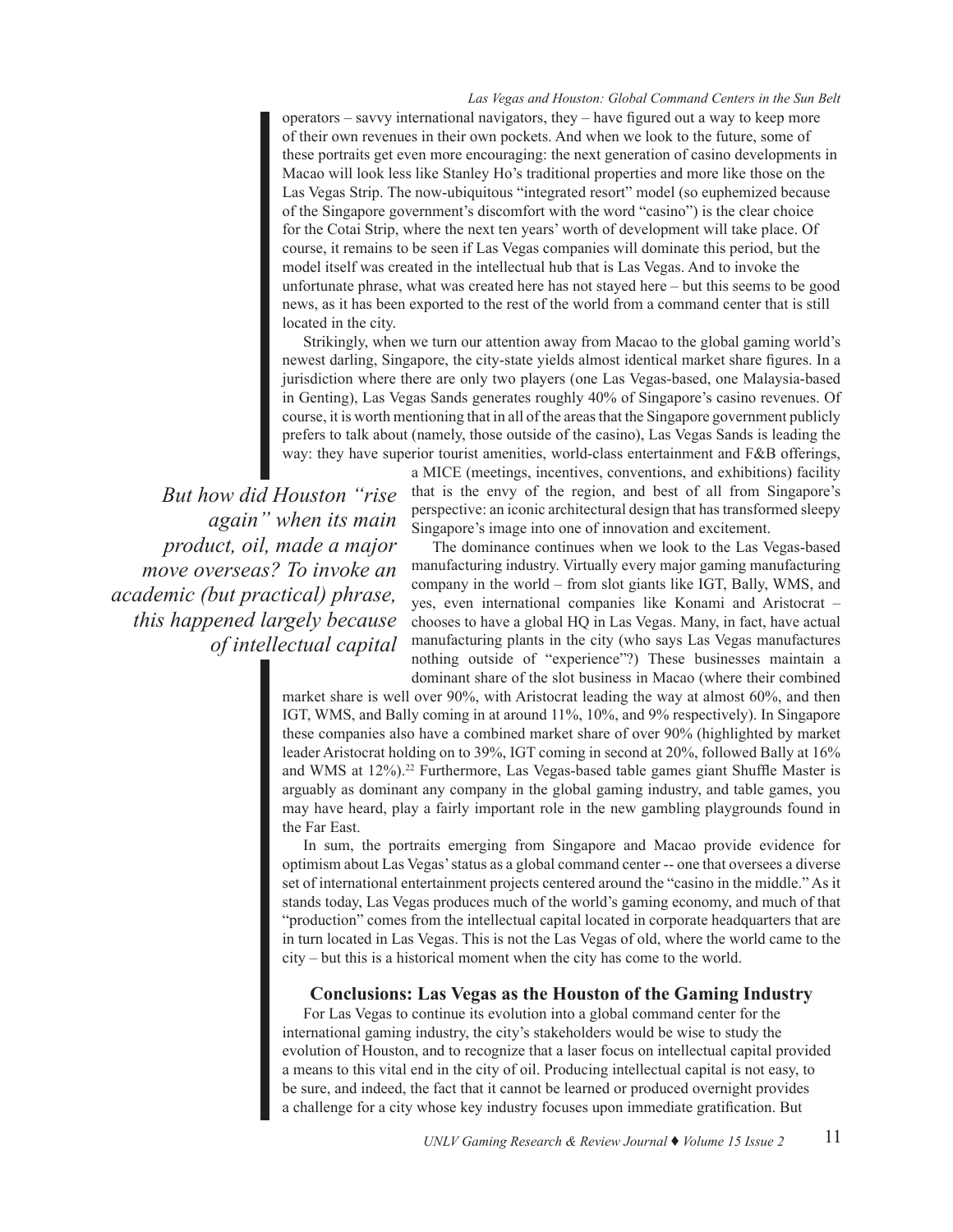operators – savvy international navigators, they – have figured out a way to keep more of their own revenues in their own pockets. And when we look to the future, some of these portraits get even more encouraging: the next generation of casino developments in Macao will look less like Stanley Ho's traditional properties and more like those on the Las Vegas Strip. The now-ubiquitous "integrated resort" model (so euphemized because of the Singapore government's discomfort with the word "casino") is the clear choice for the Cotai Strip, where the next ten years' worth of development will take place. Of course, it remains to be seen if Las Vegas companies will dominate this period, but the model itself was created in the intellectual hub that is Las Vegas. And to invoke the unfortunate phrase, what was created here has not stayed here – but this seems to be good news, as it has been exported to the rest of the world from a command center that is still located in the city.

Strikingly, when we turn our attention away from Macao to the global gaming world's newest darling, Singapore, the city-state yields almost identical market share figures. In a jurisdiction where there are only two players (one Las Vegas-based, one Malaysia-based in Genting), Las Vegas Sands generates roughly 40% of Singapore's casino revenues. Of course, it is worth mentioning that in all of the areas that the Singapore government publicly prefers to talk about (namely, those outside of the casino), Las Vegas Sands is leading the way: they have superior tourist amenities, world-class entertainment and F&B offerings, a MICE (meetings, incentives, conventions, and exhibitions) facility that is the envy of the region, and best of all from Singapore's perspective: an iconic architectural design that has transformed sleepy Singapore's image into one of innovation and excitement.

*But how did Houston "rise again" when its main product, oil, made a major move overseas? To invoke an academic (but practical) phrase, this happened largely because of intellectual capital*

The dominance continues when we look to the Las Vegas-based manufacturing industry. Virtually every major gaming manufacturing company in the world – from slot giants like IGT, Bally, WMS, and yes, even international companies like Konami and Aristocrat – chooses to have a global HQ in Las Vegas. Many, in fact, have actual manufacturing plants in the city (who says Las Vegas manufactures nothing outside of "experience"?) These businesses maintain a dominant share of the slot business in Macao (where their combined market share is well over 90%, with Aristocrat leading the way at almost 60%, and then IGT, WMS, and Bally coming in at around 11%, 10%, and 9% respectively). In Singapore these companies also have a combined market share of over 90% (highlighted by market leader Aristocrat holding on to 39%, IGT coming in second at 20%, followed Bally at 16% and WMS at 12%).[22] Furthermore, Las Vegas-based table games giant Shuffle Master is arguably as dominant any company in the global gaming industry, and table games, you may have heard, play a fairly important role in the new gambling playgrounds found in the Far East.

In sum, the portraits emerging from Singapore and Macao provide evidence for optimism about Las Vegas' status as a global command center -- one that oversees a diverse set of international entertainment projects centered around the "casino in the middle." As it stands today, Las Vegas produces much of the world's gaming economy, and much of that "production" comes from the intellectual capital located in corporate headquarters that are in turn located in Las Vegas. This is not the Las Vegas of old, where the world came to the city – but this is a historical moment when the city has come to the world.

## Conclusions: Las Vegas as the Houston of the Gaming Industry

For Las Vegas to continue its evolution into a global command center for the international gaming industry, the city's stakeholders would be wise to study the evolution of Houston, and to recognize that a laser focus on intellectual capital provided a means to this vital end in the city of oil. Producing intellectual capital is not easy, to be sure, and indeed, the fact that it cannot be learned or produced overnight provides a challenge for a city whose key industry focuses upon immediate gratification. But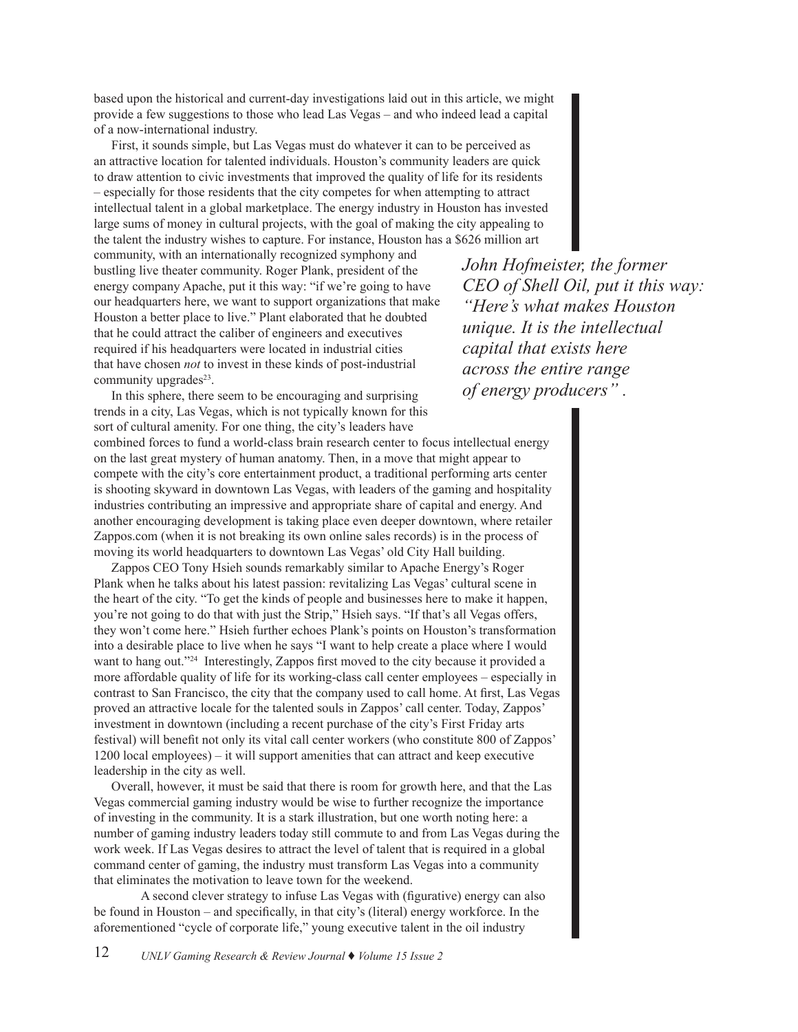based upon the historical and current-day investigations laid out in this article, we might provide a few suggestions to those who lead Las Vegas – and who indeed lead a capital of a now-international industry.

First, it sounds simple, but Las Vegas must do whatever it can to be perceived as an attractive location for talented individuals. Houston's community leaders are quick to draw attention to civic investments that improved the quality of life for its residents – especially for those residents that the city competes for when attempting to attract intellectual talent in a global marketplace. The energy industry in Houston has invested large sums of money in cultural projects, with the goal of making the city appealing to the talent the industry wishes to capture. For instance, Houston has a $626 million art community, with an internationally recognized symphony and bustling live theater community. Roger Plank, president of the energy company Apache, put it this way: "if we're going to have our headquarters here, we want to support organizations that make Houston a better place to live." Plant elaborated that he doubted that he could attract the caliber of engineers and executives required if his headquarters were located in industrial cities that have chosen *not* to invest in these kinds of post-industrial community upgrades[23].

*John Hofmeister, the former CEO of Shell Oil, put it this way: "Here's what makes Houston unique. It is the intellectual capital that exists here across the entire range of energy producers" .*

In this sphere, there seem to be encouraging and surprising trends in a city, Las Vegas, which is not typically known for this sort of cultural amenity. For one thing, the city's leaders have combined forces to fund a world-class brain research center to focus intellectual energy on the last great mystery of human anatomy. Then, in a move that might appear to compete with the city's core entertainment product, a traditional performing arts center is shooting skyward in downtown Las Vegas, with leaders of the gaming and hospitality industries contributing an impressive and appropriate share of capital and energy. And another encouraging development is taking place even deeper downtown, where retailer Zappos.com (when it is not breaking its own online sales records) is in the process of moving its world headquarters to downtown Las Vegas' old City Hall building.

Zappos CEO Tony Hsieh sounds remarkably similar to Apache Energy's Roger Plank when he talks about his latest passion: revitalizing Las Vegas' cultural scene in the heart of the city. "To get the kinds of people and businesses here to make it happen, you're not going to do that with just the Strip," Hsieh says. "If that's all Vegas offers, they won't come here." Hsieh further echoes Plank's points on Houston's transformation into a desirable place to live when he says "I want to help create a place where I would want to hang out."[24] Interestingly, Zappos first moved to the city because it provided a more affordable quality of life for its working-class call center employees – especially in contrast to San Francisco, the city that the company used to call home. At first, Las Vegas proved an attractive locale for the talented souls in Zappos' call center. Today, Zappos' investment in downtown (including a recent purchase of the city's First Friday arts festival) will benefit not only its vital call center workers (who constitute 800 of Zappos' 1200 local employees) – it will support amenities that can attract and keep executive leadership in the city as well.

Overall, however, it must be said that there is room for growth here, and that the Las Vegas commercial gaming industry would be wise to further recognize the importance of investing in the community. It is a stark illustration, but one worth noting here: a number of gaming industry leaders today still commute to and from Las Vegas during the work week. If Las Vegas desires to attract the level of talent that is required in a global command center of gaming, the industry must transform Las Vegas into a community that eliminates the motivation to leave town for the weekend.

A second clever strategy to infuse Las Vegas with (figurative) energy can also be found in Houston – and specifically, in that city's (literal) energy workforce. In the aforementioned "cycle of corporate life," young executive talent in the oil industry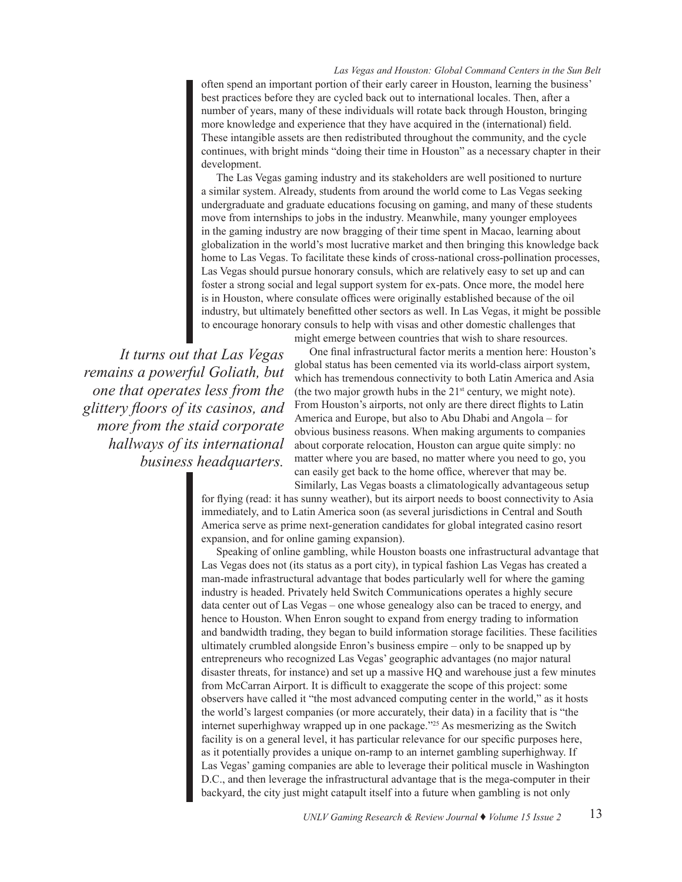often spend an important portion of their early career in Houston, learning the business' best practices before they are cycled back out to international locales. Then, after a number of years, many of these individuals will rotate back through Houston, bringing more knowledge and experience that they have acquired in the (international) field. These intangible assets are then redistributed throughout the community, and the cycle continues, with bright minds "doing their time in Houston" as a necessary chapter in their development.

The Las Vegas gaming industry and its stakeholders are well positioned to nurture a similar system. Already, students from around the world come to Las Vegas seeking undergraduate and graduate educations focusing on gaming, and many of these students move from internships to jobs in the industry. Meanwhile, many younger employees in the gaming industry are now bragging of their time spent in Macao, learning about globalization in the world's most lucrative market and then bringing this knowledge back home to Las Vegas. To facilitate these kinds of cross-national cross-pollination processes, Las Vegas should pursue honorary consuls, which are relatively easy to set up and can foster a strong social and legal support system for ex-pats. Once more, the model here is in Houston, where consulate offices were originally established because of the oil industry, but ultimately benefitted other sectors as well. In Las Vegas, it might be possible to encourage honorary consuls to help with visas and other domestic challenges that might emerge between countries that wish to share resources.

*It turns out that Las Vegas remains a powerful Goliath, but one that operates less from the glittery floors of its casinos, and more from the staid corporate hallways of its international business headquarters.*

One final infrastructural factor merits a mention here: Houston's global status has been cemented via its world-class airport system, which has tremendous connectivity to both Latin America and Asia (the two major growth hubs in the 21st century, we might note). From Houston's airports, not only are there direct flights to Latin America and Europe, but also to Abu Dhabi and Angola – for obvious business reasons. When making arguments to companies about corporate relocation, Houston can argue quite simply: no matter where you are based, no matter where you need to go, you can easily get back to the home office, wherever that may be.

Similarly, Las Vegas boasts a climatologically advantageous setup for flying (read: it has sunny weather), but its airport needs to boost connectivity to Asia immediately, and to Latin America soon (as several jurisdictions in Central and South America serve as prime next-generation candidates for global integrated casino resort expansion, and for online gaming expansion).

Speaking of online gambling, while Houston boasts one infrastructural advantage that Las Vegas does not (its status as a port city), in typical fashion Las Vegas has created a man-made infrastructural advantage that bodes particularly well for where the gaming industry is headed. Privately held Switch Communications operates a highly secure data center out of Las Vegas – one whose genealogy also can be traced to energy, and hence to Houston. When Enron sought to expand from energy trading to information and bandwidth trading, they began to build information storage facilities. These facilities ultimately crumbled alongside Enron's business empire – only to be snapped up by entrepreneurs who recognized Las Vegas' geographic advantages (no major natural disaster threats, for instance) and set up a massive HQ and warehouse just a few minutes from McCarran Airport. It is difficult to exaggerate the scope of this project: some observers have called it "the most advanced computing center in the world," as it hosts the world's largest companies (or more accurately, their data) in a facility that is "the internet superhighway wrapped up in one package."[25] As mesmerizing as the Switch facility is on a general level, it has particular relevance for our specific purposes here, as it potentially provides a unique on-ramp to an internet gambling superhighway. If Las Vegas' gaming companies are able to leverage their political muscle in Washington D.C., and then leverage the infrastructural advantage that is the mega-computer in their backyard, the city just might catapult itself into a future when gambling is not only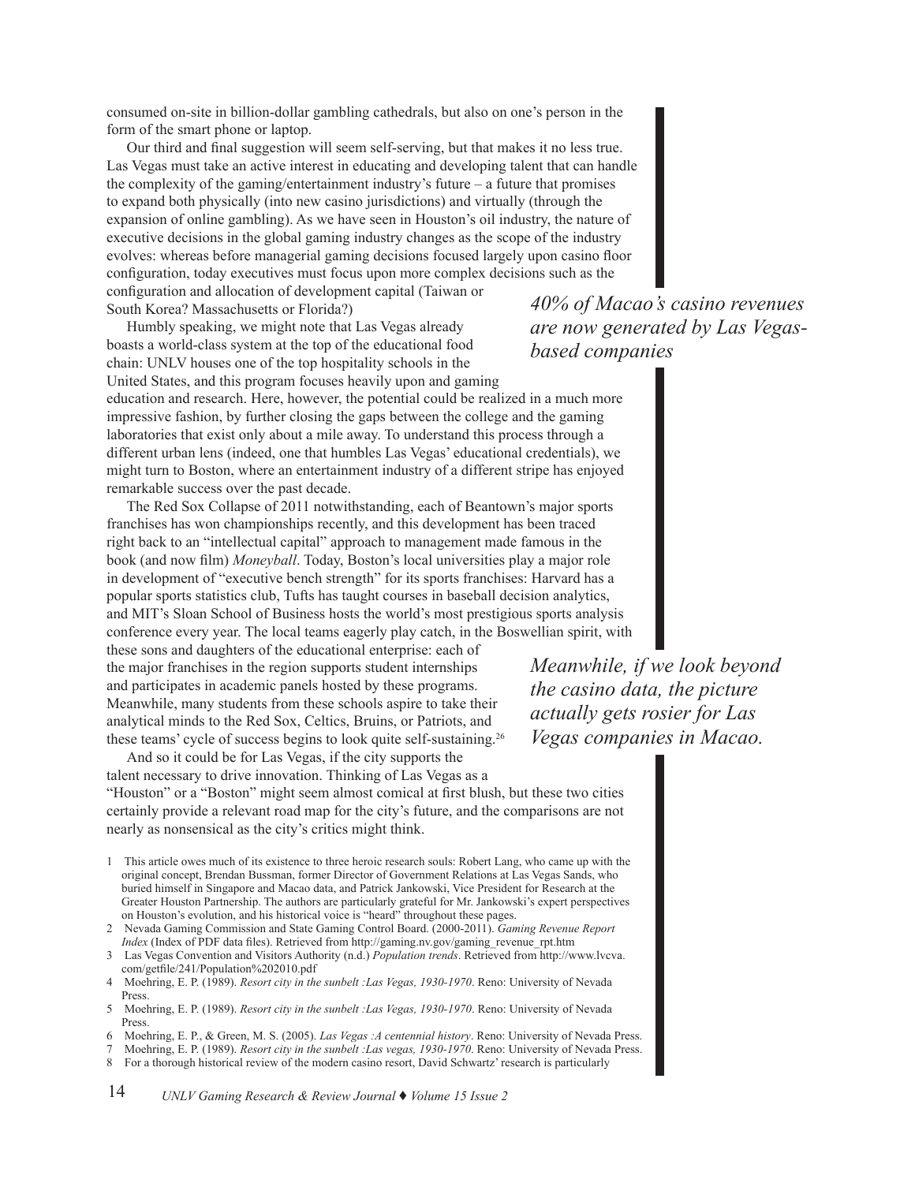consumed on-site in billion-dollar gambling cathedrals, but also on one's person in the form of the smart phone or laptop.

Our third and final suggestion will seem self-serving, but that makes it no less true. Las Vegas must take an active interest in educating and developing talent that can handle the complexity of the gaming/entertainment industry's future – a future that promises to expand both physically (into new casino jurisdictions) and virtually (through the expansion of online gambling). As we have seen in Houston's oil industry, the nature of executive decisions in the global gaming industry changes as the scope of the industry evolves: whereas before managerial gaming decisions focused largely upon casino floor configuration, today executives must focus upon more complex decisions such as the configuration and allocation of development capital (Taiwan or South Korea? Massachusetts or Florida?)

*40% of Macao's casino revenues are now generated by Las Vegas-based companies*

Humbly speaking, we might note that Las Vegas already boasts a world-class system at the top of the educational food chain: UNLV houses one of the top hospitality schools in the United States, and this program focuses heavily upon and gaming education and research. Here, however, the potential could be realized in a much more impressive fashion, by further closing the gaps between the college and the gaming laboratories that exist only about a mile away. To understand this process through a different urban lens (indeed, one that humbles Las Vegas' educational credentials), we might turn to Boston, where an entertainment industry of a different stripe has enjoyed remarkable success over the past decade.

The Red Sox Collapse of 2011 notwithstanding, each of Beantown's major sports franchises has won championships recently, and this development has been traced right back to an "intellectual capital" approach to management made famous in the book (and now film) *Moneyball*. Today, Boston's local universities play a major role in development of "executive bench strength" for its sports franchises: Harvard has a popular sports statistics club, Tufts has taught courses in baseball decision analytics, and MIT's Sloan School of Business hosts the world's most prestigious sports analysis conference every year. The local teams eagerly play catch, in the Boswellian spirit, with these sons and daughters of the educational enterprise: each of the major franchises in the region supports student internships and participates in academic panels hosted by these programs. Meanwhile, many students from these schools aspire to take their analytical minds to the Red Sox, Celtics, Bruins, or Patriots, and these teams' cycle of success begins to look quite self-sustaining.[26]

*Meanwhile, if we look beyond the casino data, the picture actually gets rosier for Las Vegas companies in Macao.*

And so it could be for Las Vegas, if the city supports the talent necessary to drive innovation. Thinking of Las Vegas as a "Houston" or a "Boston" might seem almost comical at first blush, but these two cities certainly provide a relevant road map for the city's future, and the comparisons are not nearly as nonsensical as the city's critics might think.

1 This article owes much of its existence to three heroic research souls: Robert Lang, who came up with the original concept, Brendan Bussman, former Director of Government Relations at Las Vegas Sands, who buried himself in Singapore and Macao data, and Patrick Jankowski, Vice President for Research at the Greater Houston Partnership. The authors are particularly grateful for Mr. Jankowski's expert perspectives on Houston's evolution, and his historical voice is "heard" throughout these pages.

2 Nevada Gaming Commission and State Gaming Control Board. (2000-2011). *Gaming Revenue Report Index* (Index of PDF data files). Retrieved from http://gaming.nv.gov/gaming_revenue_rpt.htm

3 Las Vegas Convention and Visitors Authority (n.d.) *Population trends*. Retrieved from http://www.lvcva.com/getfile/241/Population%202010.pdf

4 Moehring, E. P. (1989). *Resort city in the sunbelt :Las Vegas, 1930-1970*. Reno: University of Nevada Press.

5 Moehring, E. P. (1989). *Resort city in the sunbelt :Las Vegas, 1930-1970*. Reno: University of Nevada Press.

6 Moehring, E. P., & Green, M. S. (2005). *Las Vegas :A centennial history*. Reno: University of Nevada Press.

7 Moehring, E. P. (1989). *Resort city in the sunbelt :Las vegas, 1930-1970*. Reno: University of Nevada Press.

8 For a thorough historical review of the modern casino resort, David Schwartz' research is particularly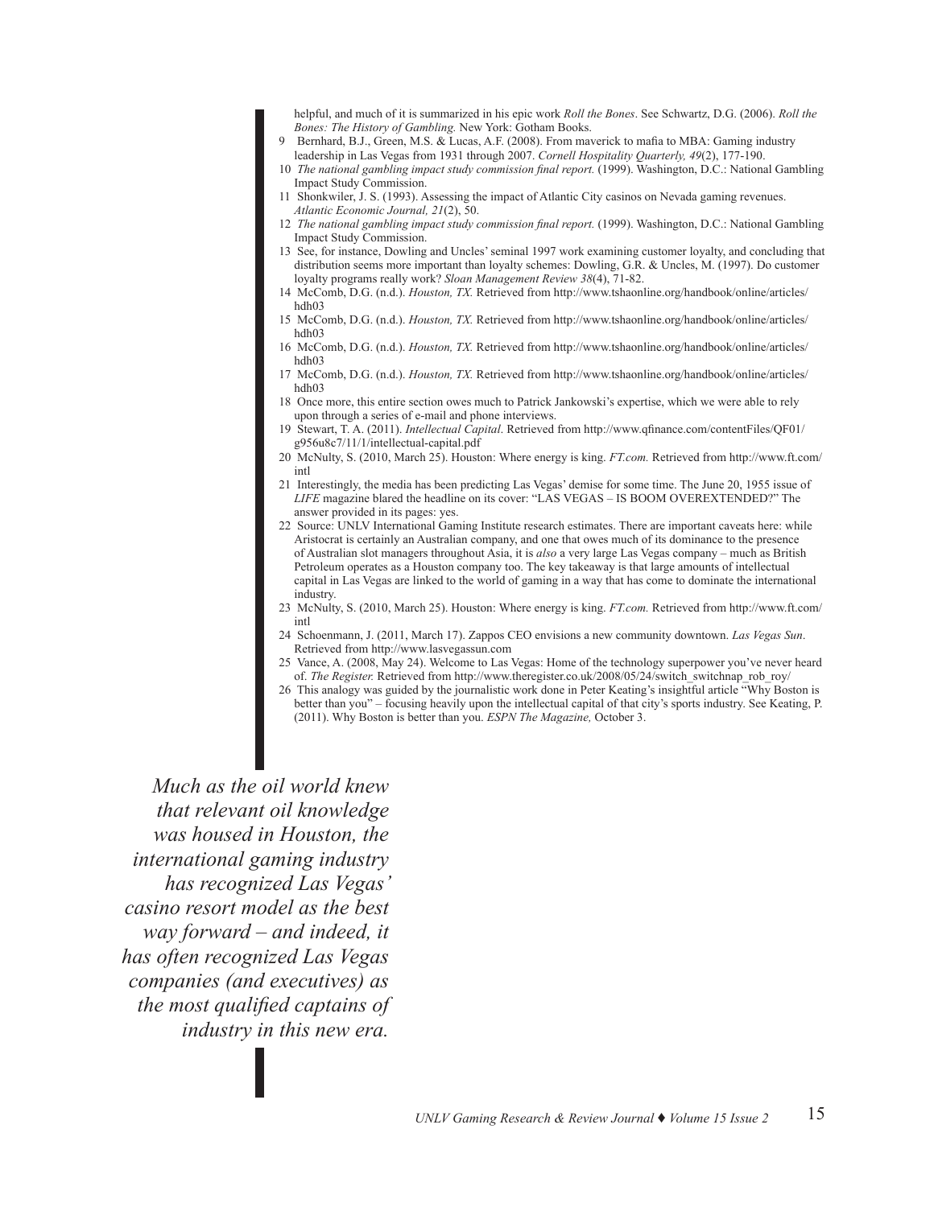helpful, and much of it is summarized in his epic work *Roll the Bones*. See Schwartz, D.G. (2006). *Roll the Bones: The History of Gambling.* New York: Gotham Books.

9 Bernhard, B.J., Green, M.S. & Lucas, A.F. (2008). From maverick to mafia to MBA: Gaming industry leadership in Las Vegas from 1931 through 2007. *Cornell Hospitality Quarterly, 49*(2), 177-190.

10 *The national gambling impact study commission final report.* (1999). Washington, D.C.: National Gambling Impact Study Commission.

11 Shonkwiler, J. S. (1993). Assessing the impact of Atlantic City casinos on Nevada gaming revenues. *Atlantic Economic Journal, 21*(2), 50.

12 *The national gambling impact study commission final report.* (1999). Washington, D.C.: National Gambling Impact Study Commission.

13 See, for instance, Dowling and Uncles' seminal 1997 work examining customer loyalty, and concluding that distribution seems more important than loyalty schemes: Dowling, G.R. & Uncles, M. (1997). Do customer loyalty programs really work? *Sloan Management Review 38*(4), 71-82.

14 McComb, D.G. (n.d.). *Houston, TX.* Retrieved from http://www.tshaonline.org/handbook/online/articles/hdh03

15 McComb, D.G. (n.d.). *Houston, TX.* Retrieved from http://www.tshaonline.org/handbook/online/articles/hdh03

16 McComb, D.G. (n.d.). *Houston, TX.* Retrieved from http://www.tshaonline.org/handbook/online/articles/hdh03

17 McComb, D.G. (n.d.). *Houston, TX.* Retrieved from http://www.tshaonline.org/handbook/online/articles/hdh03

18 Once more, this entire section owes much to Patrick Jankowski's expertise, which we were able to rely upon through a series of e-mail and phone interviews.

19 Stewart, T. A. (2011). *Intellectual Capital*. Retrieved from http://www.qfinance.com/contentFiles/QF01/g956u8c7/11/1/intellectual-capital.pdf

20 McNulty, S. (2010, March 25). Houston: Where energy is king. *FT.com.* Retrieved from http://www.ft.com/intl

21 Interestingly, the media has been predicting Las Vegas' demise for some time. The June 20, 1955 issue of *LIFE* magazine blared the headline on its cover: "LAS VEGAS – IS BOOM OVEREXTENDED?" The answer provided in its pages: yes.

22 Source: UNLV International Gaming Institute research estimates. There are important caveats here: while Aristocrat is certainly an Australian company, and one that owes much of its dominance to the presence of Australian slot managers throughout Asia, it is *also* a very large Las Vegas company – much as British Petroleum operates as a Houston company too. The key takeaway is that large amounts of intellectual capital in Las Vegas are linked to the world of gaming in a way that has come to dominate the international industry.

23 McNulty, S. (2010, March 25). Houston: Where energy is king. *FT.com.* Retrieved from http://www.ft.com/intl

24 Schoenmann, J. (2011, March 17). Zappos CEO envisions a new community downtown. *Las Vegas Sun*. Retrieved from http://www.lasvegassun.com

25 Vance, A. (2008, May 24). Welcome to Las Vegas: Home of the technology superpower you've never heard of. *The Register.* Retrieved from http://www.theregister.co.uk/2008/05/24/switch_switchnap_rob_roy/

26 This analogy was guided by the journalistic work done in Peter Keating's insightful article "Why Boston is better than you" – focusing heavily upon the intellectual capital of that city's sports industry. See Keating, P. (2011). Why Boston is better than you. *ESPN The Magazine,* October 3.

*Much as the oil world knew that relevant oil knowledge was housed in Houston, the international gaming industry has recognized Las Vegas' casino resort model as the best way forward – and indeed, it has often recognized Las Vegas companies (and executives) as the most qualified captains of industry in this new era.*